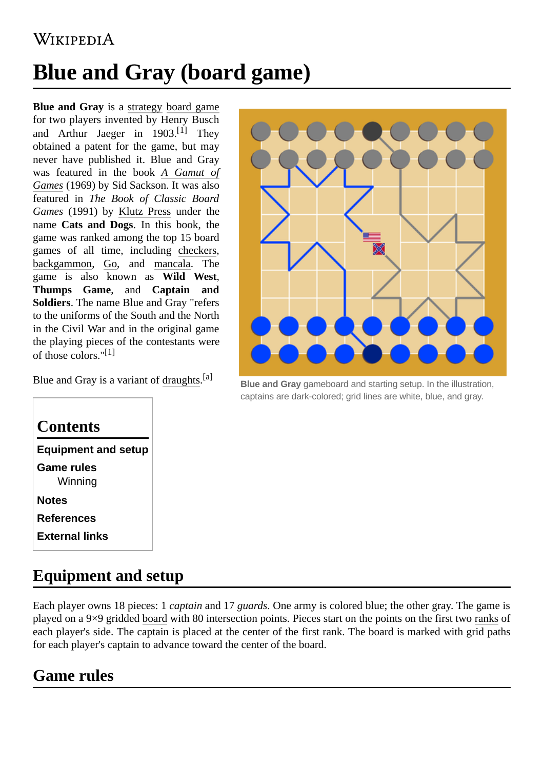# Blue and Gray (board game)

**Blue and Gray** is a strategy board game for two players invented by Henry Busch and Arthur Jaeger in 1903.[1] They obtained a patent for the game, but may never have published it. Blue and Gray was featured in the book *A Gamut of Games* (1969) by Sid Sackson. It was also featured in *The Book of Classic Board Games* (1991) by Klutz Press under the name **Cats and Dogs**. In this book, the game was ranked among the top 15 board games of all time, including checkers, backgammon, Go, and mancala. The game is also known as **Wild West**, **Thumps Game**, and **Captain and Soldiers**. The name Blue and Gray "refers to the uniforms of the South and the North in the Civil War and in the original game the playing pieces of the contestants were of those colors."[1]

Blue and Gray is a variant of draughts.[a]

**Blue and Gray** gameboard and starting setup. In the illustration, captains are dark-colored; grid lines are white, blue, and gray.

## Contents

- Equipment and setup
- Game rules
  - Winning
- Notes
- References
- External links

## Equipment and setup

Each player owns 18 pieces: 1 *captain* and 17 *guards*. One army is colored blue; the other gray. The game is played on a 9×9 gridded board with 80 intersection points. Pieces start on the points on the first two ranks of each player's side. The captain is placed at the center of the first rank. The board is marked with grid paths for each player's captain to advance toward the center of the board.

## Game rules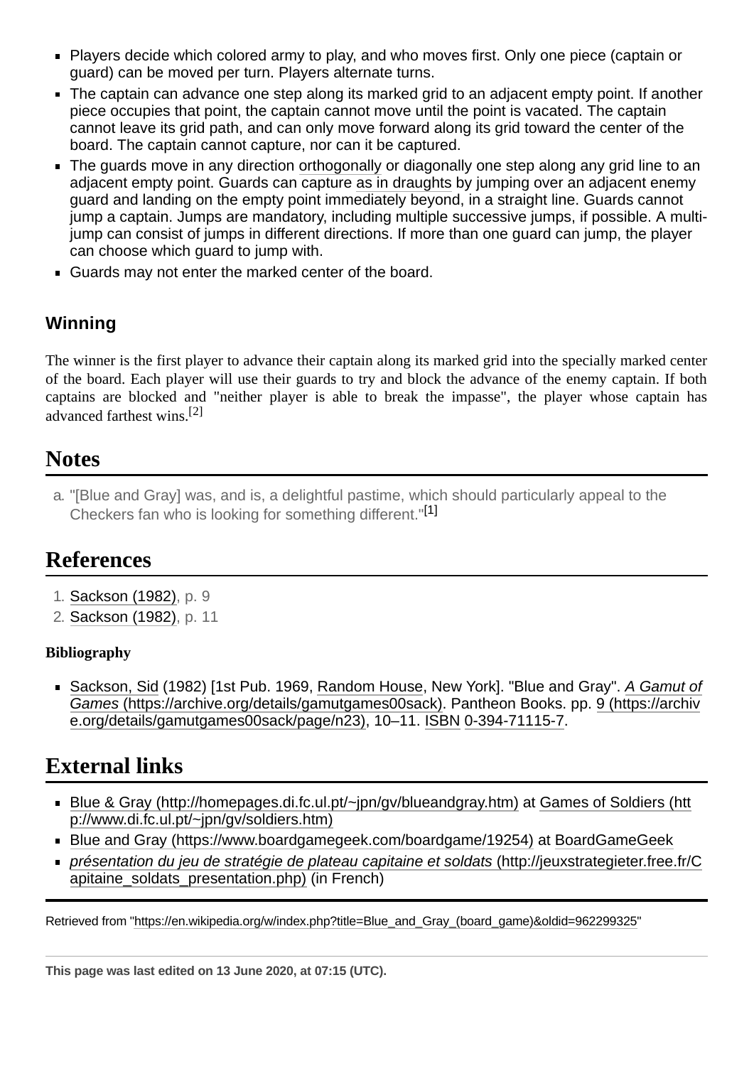- Players decide which colored army to play, and who moves first. Only one piece (captain or guard) can be moved per turn. Players alternate turns.
- The captain can advance one step along its marked grid to an adjacent empty point. If another piece occupies that point, the captain cannot move until the point is vacated. The captain cannot leave its grid path, and can only move forward along its grid toward the center of the board. The captain cannot capture, nor can it be captured.
- The guards move in any direction orthogonally or diagonally one step along any grid line to an adjacent empty point. Guards can capture as in draughts by jumping over an adjacent enemy guard and landing on the empty point immediately beyond, in a straight line. Guards cannot jump a captain. Jumps are mandatory, including multiple successive jumps, if possible. A multi-jump can consist of jumps in different directions. If more than one guard can jump, the player can choose which guard to jump with.
- Guards may not enter the marked center of the board.

### Winning

The winner is the first player to advance their captain along its marked grid into the specially marked center of the board. Each player will use their guards to try and block the advance of the enemy captain. If both captains are blocked and "neither player is able to break the impasse", the player whose captain has advanced farthest wins.[2]

## Notes

a. "[Blue and Gray] was, and is, a delightful pastime, which should particularly appeal to the Checkers fan who is looking for something different."[1]

## References

1. Sackson (1982), p. 9
2. Sackson (1982), p. 11

#### Bibliography

- Sackson, Sid (1982) [1st Pub. 1969, Random House, New York]. "Blue and Gray". *A Gamut of Games* (https://archive.org/details/gamutgames00sack). Pantheon Books. pp. 9 (https://archive.org/details/gamutgames00sack/page/n23), 10–11. ISBN 0-394-71115-7.

## External links

- Blue & Gray (http://homepages.di.fc.ul.pt/~jpn/gv/blueandgray.htm) at Games of Soldiers (http://www.di.fc.ul.pt/~jpn/gv/soldiers.htm)
- Blue and Gray (https://www.boardgamegeek.com/boardgame/19254) at BoardGameGeek
- *présentation du jeu de stratégie de plateau capitaine et soldats* (http://jeuxstrategieter.free.fr/Capitaine_soldats_presentation.php) (in French)

Retrieved from "https://en.wikipedia.org/w/index.php?title=Blue_and_Gray_(board_game)&oldid=962299325"

**This page was last edited on 13 June 2020, at 07:15 (UTC).**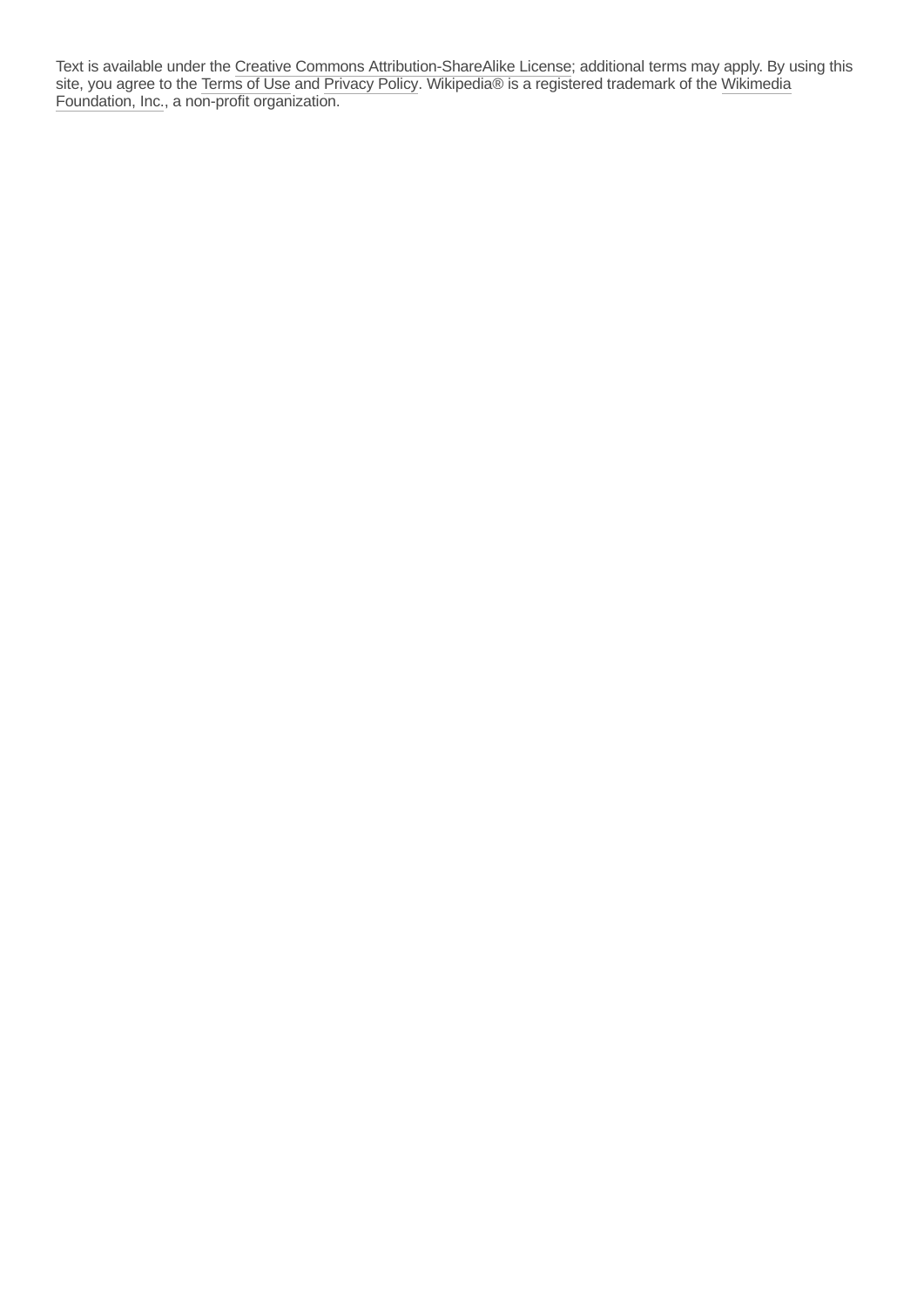Text is available under the Creative Commons Attribution-ShareAlike License; additional terms may apply. By using this site, you agree to the Terms of Use and Privacy Policy. Wikipedia® is a registered trademark of the Wikimedia Foundation, Inc., a non-profit organization.